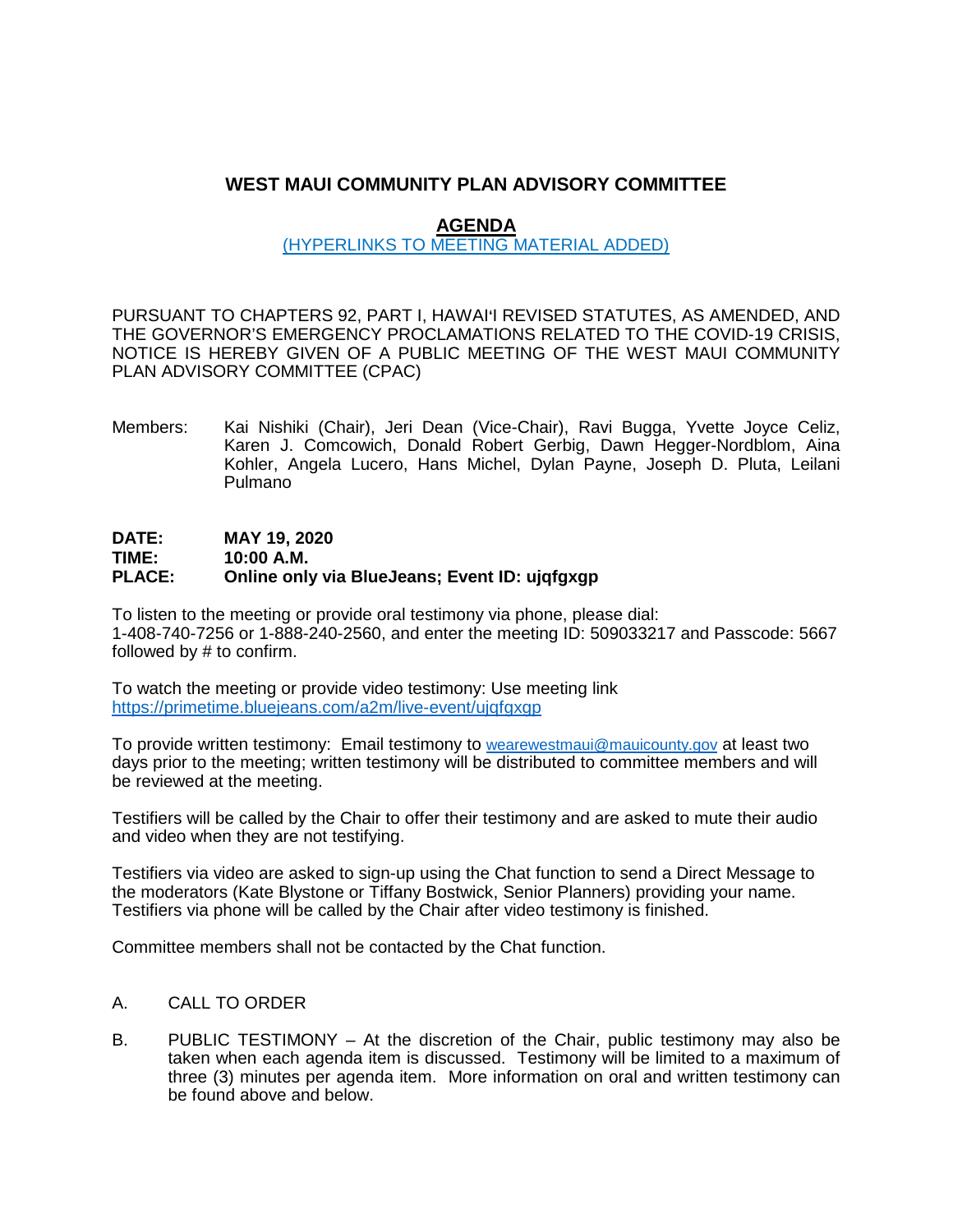# WEST MAUI COMMUNITY PLAN ADVISORY COMMITTEE

## AGENDA

(HYPERLINKS TO MEETING MATERIAL ADDED)

PURSUANT TO CHAPTERS 92, PART I, HAWAIʻI REVISED STATUTES, AS AMENDED, AND THE GOVERNOR'S EMERGENCY PROCLAMATIONS RELATED TO THE COVID-19 CRISIS, NOTICE IS HEREBY GIVEN OF A PUBLIC MEETING OF THE WEST MAUI COMMUNITY PLAN ADVISORY COMMITTEE (CPAC)

Members: Kai Nishiki (Chair), Jeri Dean (Vice-Chair), Ravi Bugga, Yvette Joyce Celiz, Karen J. Comcowich, Donald Robert Gerbig, Dawn Hegger-Nordblom, Aina Kohler, Angela Lucero, Hans Michel, Dylan Payne, Joseph D. Pluta, Leilani Pulmano

**DATE: MAY 19, 2020**
**TIME: 10:00 A.M.**
**PLACE: Online only via BlueJeans; Event ID: ujqfgxgp**

To listen to the meeting or provide oral testimony via phone, please dial: 1-408-740-7256 or 1-888-240-2560, and enter the meeting ID: 509033217 and Passcode: 5667 followed by # to confirm.

To watch the meeting or provide video testimony: Use meeting link https://primetime.bluejeans.com/a2m/live-event/ujqfgxgp

To provide written testimony: Email testimony to wearewestmaui@mauicounty.gov at least two days prior to the meeting; written testimony will be distributed to committee members and will be reviewed at the meeting.

Testifiers will be called by the Chair to offer their testimony and are asked to mute their audio and video when they are not testifying.

Testifiers via video are asked to sign-up using the Chat function to send a Direct Message to the moderators (Kate Blystone or Tiffany Bostwick, Senior Planners) providing your name. Testifiers via phone will be called by the Chair after video testimony is finished.

Committee members shall not be contacted by the Chat function.

A. CALL TO ORDER

B. PUBLIC TESTIMONY – At the discretion of the Chair, public testimony may also be taken when each agenda item is discussed. Testimony will be limited to a maximum of three (3) minutes per agenda item. More information on oral and written testimony can be found above and below.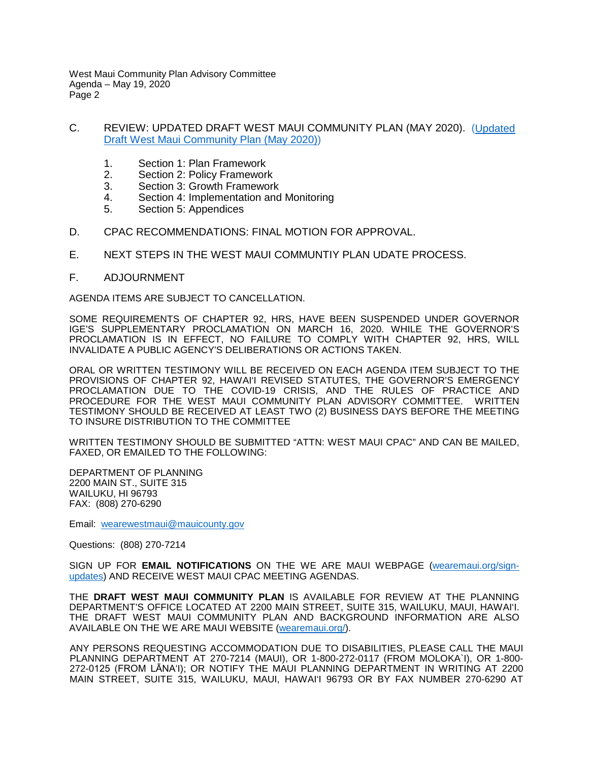C. REVIEW: UPDATED DRAFT WEST MAUI COMMUNITY PLAN (MAY 2020). (Updated Draft West Maui Community Plan (May 2020))

1. Section 1: Plan Framework
2. Section 2: Policy Framework
3. Section 3: Growth Framework
4. Section 4: Implementation and Monitoring
5. Section 5: Appendices

D. CPAC RECOMMENDATIONS: FINAL MOTION FOR APPROVAL.

E. NEXT STEPS IN THE WEST MAUI COMMUNTIY PLAN UDATE PROCESS.

F. ADJOURNMENT

AGENDA ITEMS ARE SUBJECT TO CANCELLATION.

SOME REQUIREMENTS OF CHAPTER 92, HRS, HAVE BEEN SUSPENDED UNDER GOVERNOR IGE'S SUPPLEMENTARY PROCLAMATION ON MARCH 16, 2020. WHILE THE GOVERNOR'S PROCLAMATION IS IN EFFECT, NO FAILURE TO COMPLY WITH CHAPTER 92, HRS, WILL INVALIDATE A PUBLIC AGENCY'S DELIBERATIONS OR ACTIONS TAKEN.

ORAL OR WRITTEN TESTIMONY WILL BE RECEIVED ON EACH AGENDA ITEM SUBJECT TO THE PROVISIONS OF CHAPTER 92, HAWAIʻI REVISED STATUTES, THE GOVERNOR'S EMERGENCY PROCLAMATION DUE TO THE COVID-19 CRISIS, AND THE RULES OF PRACTICE AND PROCEDURE FOR THE WEST MAUI COMMUNITY PLAN ADVISORY COMMITTEE. WRITTEN TESTIMONY SHOULD BE RECEIVED AT LEAST TWO (2) BUSINESS DAYS BEFORE THE MEETING TO INSURE DISTRIBUTION TO THE COMMITTEE

WRITTEN TESTIMONY SHOULD BE SUBMITTED "ATTN: WEST MAUI CPAC" AND CAN BE MAILED, FAXED, OR EMAILED TO THE FOLLOWING:

DEPARTMENT OF PLANNING  
2200 MAIN ST., SUITE 315  
WAILUKU, HI 96793  
FAX: (808) 270-6290

Email: wearewestmaui@mauicounty.gov

Questions: (808) 270-7214

SIGN UP FOR **EMAIL NOTIFICATIONS** ON THE WE ARE MAUI WEBPAGE (wearemaui.org/sign-updates) AND RECEIVE WEST MAUI CPAC MEETING AGENDAS.

THE **DRAFT WEST MAUI COMMUNITY PLAN** IS AVAILABLE FOR REVIEW AT THE PLANNING DEPARTMENT'S OFFICE LOCATED AT 2200 MAIN STREET, SUITE 315, WAILUKU, MAUI, HAWAIʻI. THE DRAFT WEST MAUI COMMUNITY PLAN AND BACKGROUND INFORMATION ARE ALSO AVAILABLE ON THE WE ARE MAUI WEBSITE (wearemaui.org/).

ANY PERSONS REQUESTING ACCOMMODATION DUE TO DISABILITIES, PLEASE CALL THE MAUI PLANNING DEPARTMENT AT 270-7214 (MAUI), OR 1-800-272-0117 (FROM MOLOKA`I), OR 1-800-272-0125 (FROM LĀNAʻI); OR NOTIFY THE MAUI PLANNING DEPARTMENT IN WRITING AT 2200 MAIN STREET, SUITE 315, WAILUKU, MAUI, HAWAIʻI 96793 OR BY FAX NUMBER 270-6290 AT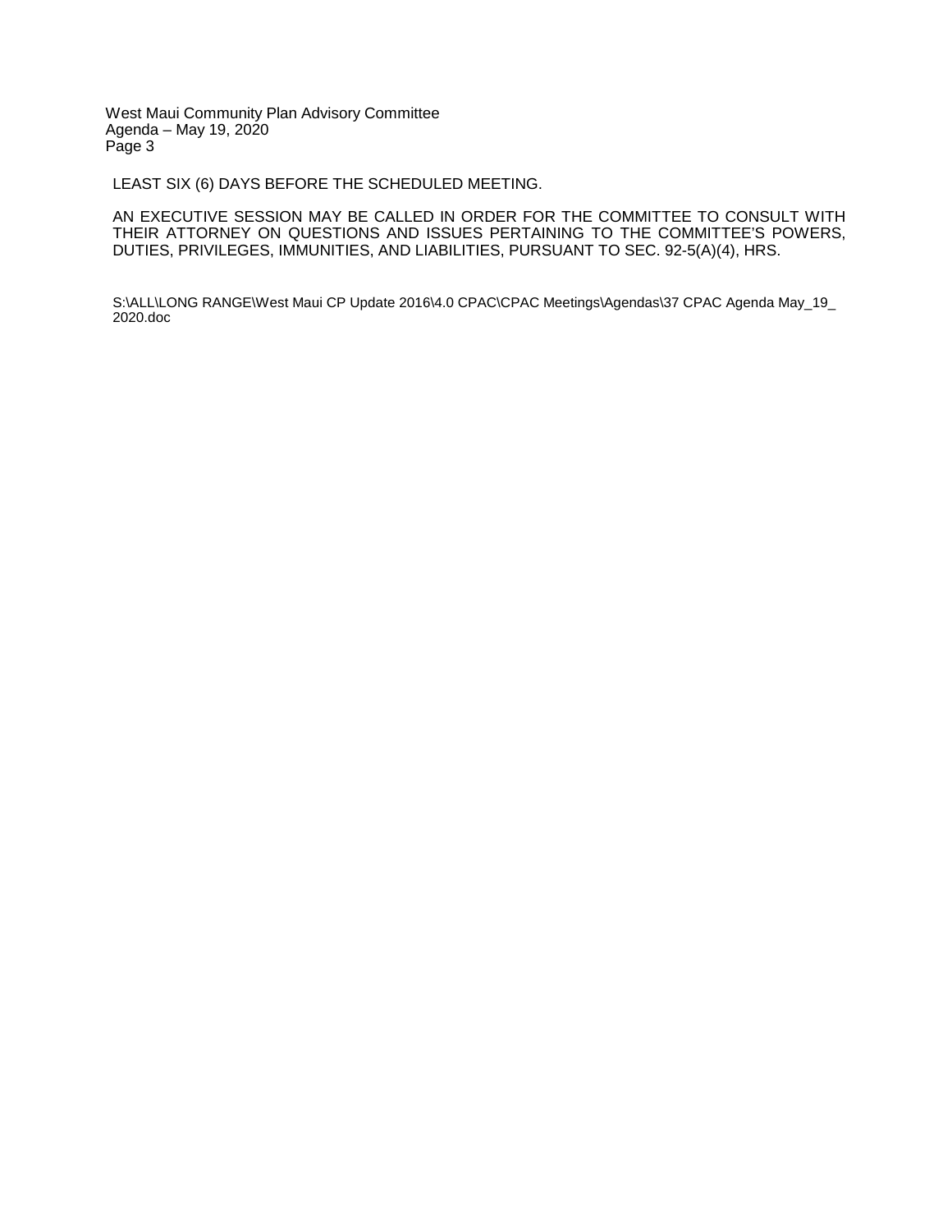LEAST SIX (6) DAYS BEFORE THE SCHEDULED MEETING.

AN EXECUTIVE SESSION MAY BE CALLED IN ORDER FOR THE COMMITTEE TO CONSULT WITH THEIR ATTORNEY ON QUESTIONS AND ISSUES PERTAINING TO THE COMMITTEE'S POWERS, DUTIES, PRIVILEGES, IMMUNITIES, AND LIABILITIES, PURSUANT TO SEC. 92-5(A)(4), HRS.

S:\ALL\LONG RANGE\West Maui CP Update 2016\4.0 CPAC\CPAC Meetings\Agendas\37 CPAC Agenda May_19_2020.doc